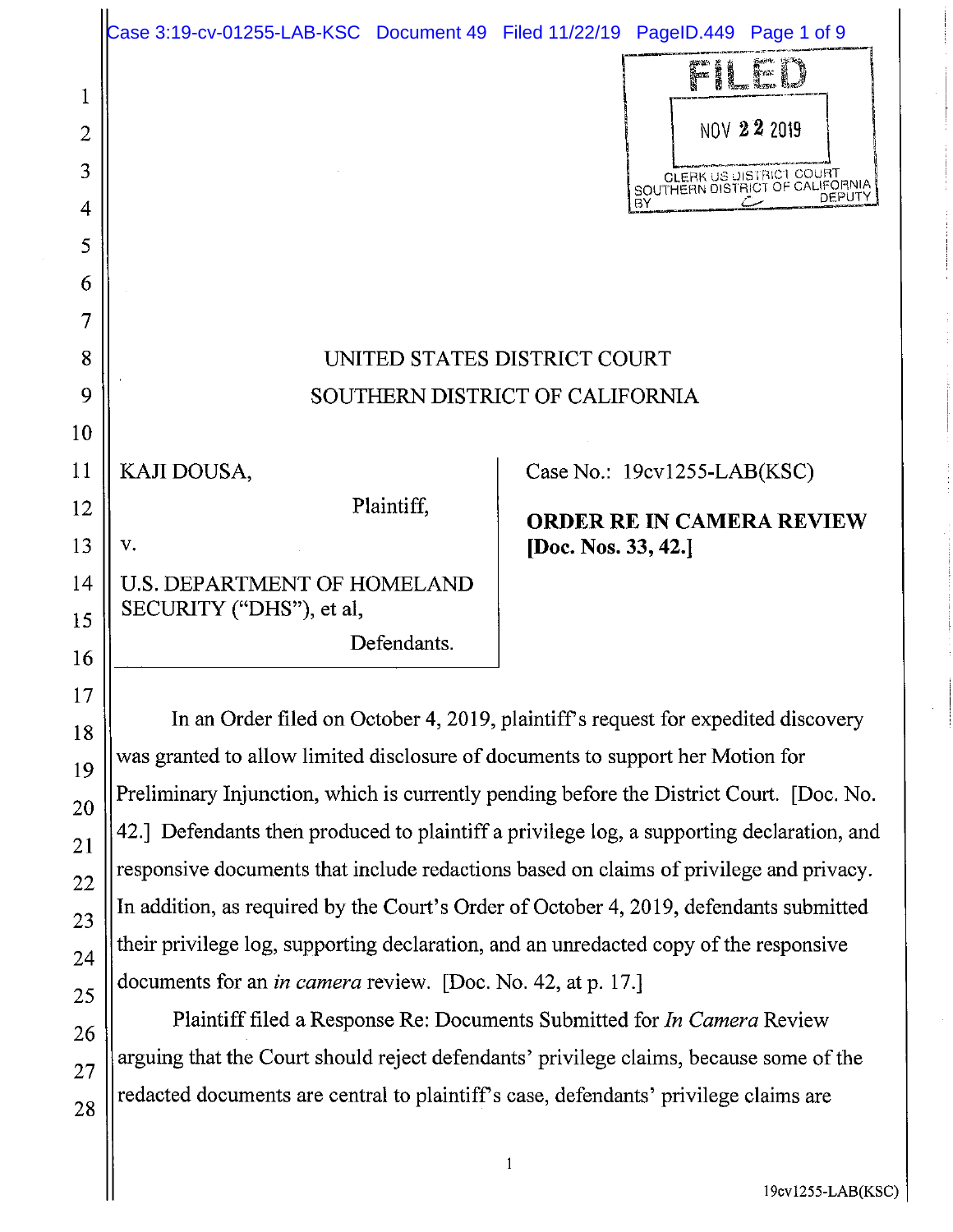FILED

NOV 22 2019

CLERK US DISTRICT COURT
SOUTHERN DISTRICT OF CALIFORNIA
BY DEPUTY

UNITED STATES DISTRICT COURT

SOUTHERN DISTRICT OF CALIFORNIA

| | |
|---|---|
| KAJI DOUSA,<br><br>Plaintiff,<br><br>v.<br><br>U.S. DEPARTMENT OF HOMELAND SECURITY ("DHS"), et al,<br><br>Defendants. | Case No.: 19cv1255-LAB(KSC)<br><br>**ORDER RE IN CAMERA REVIEW [Doc. Nos. 33, 42.]** |

In an Order filed on October 4, 2019, plaintiff's request for expedited discovery was granted to allow limited disclosure of documents to support her Motion for Preliminary Injunction, which is currently pending before the District Court. [Doc. No. 42.] Defendants then produced to plaintiff a privilege log, a supporting declaration, and responsive documents that include redactions based on claims of privilege and privacy. In addition, as required by the Court's Order of October 4, 2019, defendants submitted their privilege log, supporting declaration, and an unredacted copy of the responsive documents for an *in camera* review. [Doc. No. 42, at p. 17.]

Plaintiff filed a Response Re: Documents Submitted for *In Camera* Review arguing that the Court should reject defendants' privilege claims, because some of the redacted documents are central to plaintiff's case, defendants' privilege claims are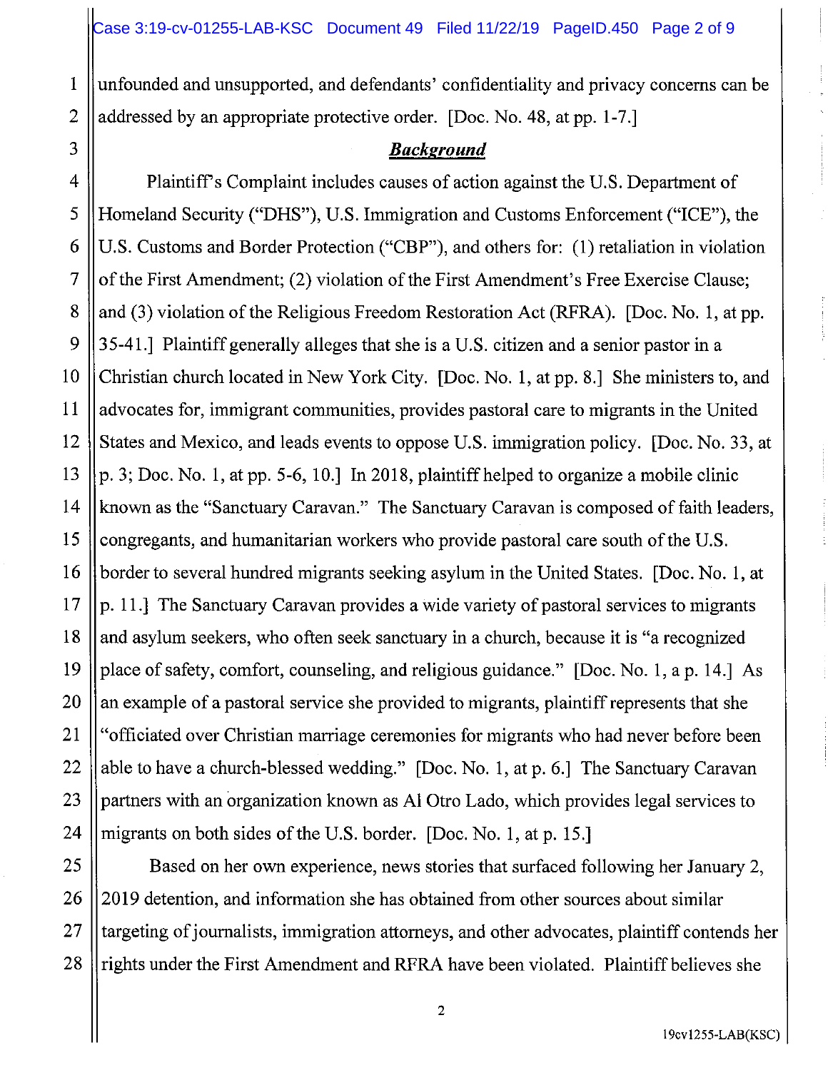unfounded and unsupported, and defendants' confidentiality and privacy concerns can be addressed by an appropriate protective order. [Doc. No. 48, at pp. 1-7.]

## ***Background***

Plaintiff's Complaint includes causes of action against the U.S. Department of Homeland Security ("DHS"), U.S. Immigration and Customs Enforcement ("ICE"), the U.S. Customs and Border Protection ("CBP"), and others for: (1) retaliation in violation of the First Amendment; (2) violation of the First Amendment's Free Exercise Clause; and (3) violation of the Religious Freedom Restoration Act (RFRA). [Doc. No. 1, at pp. 35-41.] Plaintiff generally alleges that she is a U.S. citizen and a senior pastor in a Christian church located in New York City. [Doc. No. 1, at pp. 8.] She ministers to, and advocates for, immigrant communities, provides pastoral care to migrants in the United States and Mexico, and leads events to oppose U.S. immigration policy. [Doc. No. 33, at p. 3; Doc. No. 1, at pp. 5-6, 10.] In 2018, plaintiff helped to organize a mobile clinic known as the "Sanctuary Caravan." The Sanctuary Caravan is composed of faith leaders, congregants, and humanitarian workers who provide pastoral care south of the U.S. border to several hundred migrants seeking asylum in the United States. [Doc. No. 1, at p. 11.] The Sanctuary Caravan provides a wide variety of pastoral services to migrants and asylum seekers, who often seek sanctuary in a church, because it is "a recognized place of safety, comfort, counseling, and religious guidance." [Doc. No. 1, a p. 14.] As an example of a pastoral service she provided to migrants, plaintiff represents that she "officiated over Christian marriage ceremonies for migrants who had never before been able to have a church-blessed wedding." [Doc. No. 1, at p. 6.] The Sanctuary Caravan partners with an organization known as Al Otro Lado, which provides legal services to migrants on both sides of the U.S. border. [Doc. No. 1, at p. 15.]

Based on her own experience, news stories that surfaced following her January 2, 2019 detention, and information she has obtained from other sources about similar targeting of journalists, immigration attorneys, and other advocates, plaintiff contends her rights under the First Amendment and RFRA have been violated. Plaintiff believes she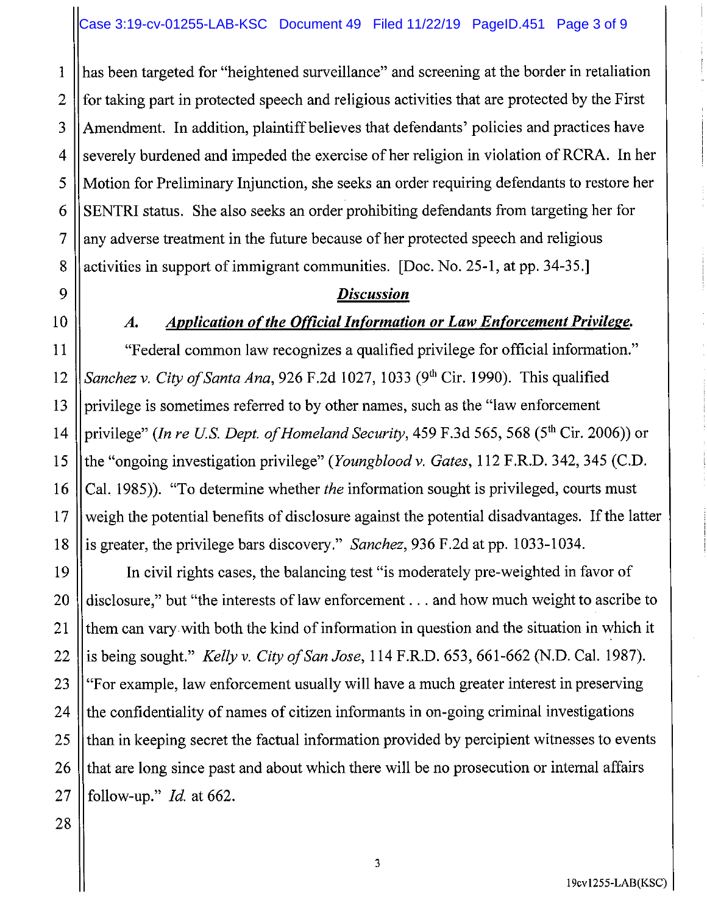has been targeted for "heightened surveillance" and screening at the border in retaliation for taking part in protected speech and religious activities that are protected by the First Amendment. In addition, plaintiff believes that defendants' policies and practices have severely burdened and impeded the exercise of her religion in violation of RCRA. In her Motion for Preliminary Injunction, she seeks an order requiring defendants to restore her SENTRI status. She also seeks an order prohibiting defendants from targeting her for any adverse treatment in the future because of her protected speech and religious activities in support of immigrant communities. [Doc. No. 25-1, at pp. 34-35.]

## ***Discussion***

### ***A. Application of the Official Information or Law Enforcement Privilege.***

"Federal common law recognizes a qualified privilege for official information." *Sanchez v. City of Santa Ana*, 926 F.2d 1027, 1033 (9th Cir. 1990). This qualified privilege is sometimes referred to by other names, such as the "law enforcement privilege" (*In re U.S. Dept. of Homeland Security*, 459 F.3d 565, 568 (5th Cir. 2006)) or the "ongoing investigation privilege" (*Youngblood v. Gates*, 112 F.R.D. 342, 345 (C.D. Cal. 1985)). "To determine whether *the* information sought is privileged, courts must weigh the potential benefits of disclosure against the potential disadvantages. If the latter is greater, the privilege bars discovery." *Sanchez*, 936 F.2d at pp. 1033-1034.

In civil rights cases, the balancing test "is moderately pre-weighted in favor of disclosure," but "the interests of law enforcement . . . and how much weight to ascribe to them can vary with both the kind of information in question and the situation in which it is being sought." *Kelly v. City of San Jose*, 114 F.R.D. 653, 661-662 (N.D. Cal. 1987). "For example, law enforcement usually will have a much greater interest in preserving the confidentiality of names of citizen informants in on-going criminal investigations than in keeping secret the factual information provided by percipient witnesses to events that are long since past and about which there will be no prosecution or internal affairs follow-up." *Id.* at 662.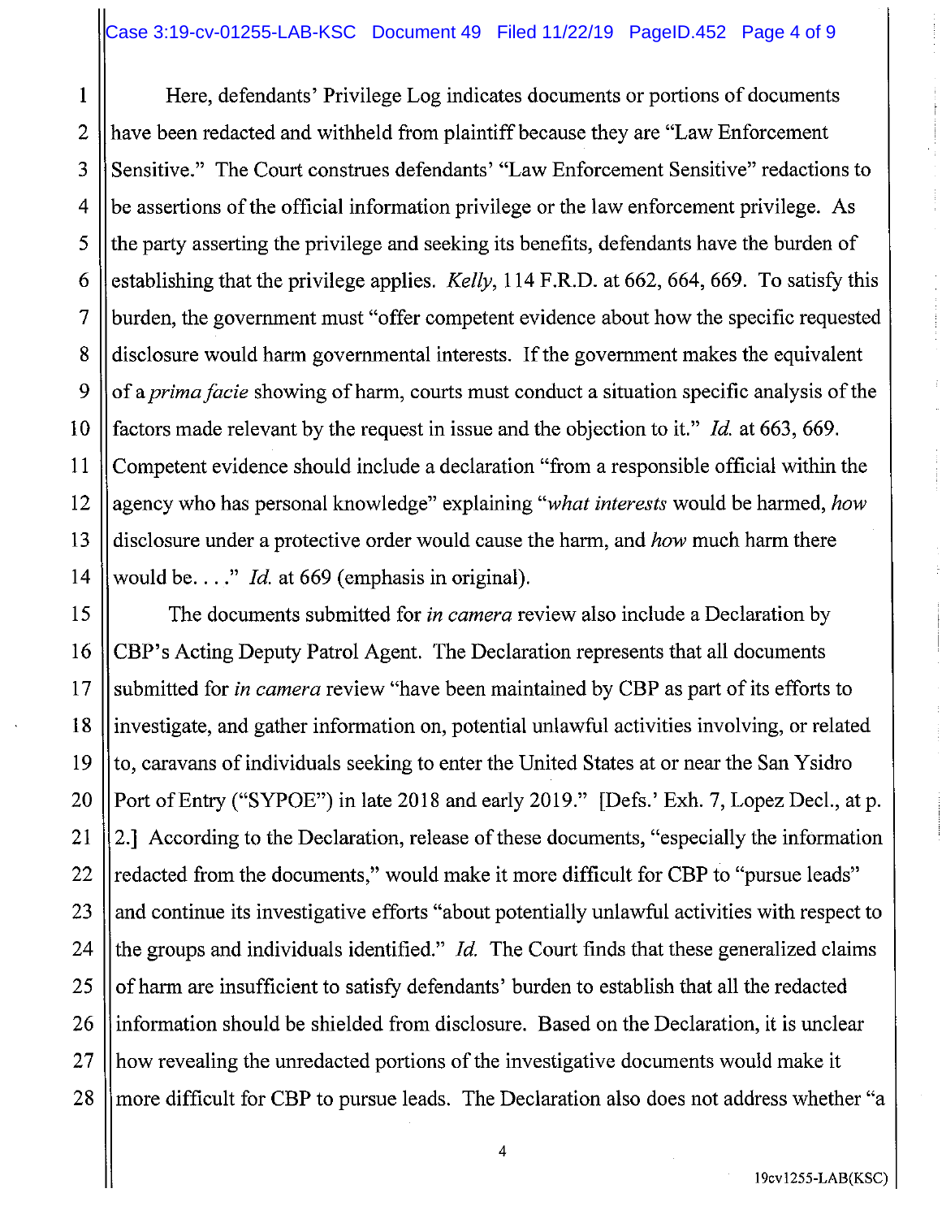Here, defendants' Privilege Log indicates documents or portions of documents have been redacted and withheld from plaintiff because they are "Law Enforcement Sensitive." The Court construes defendants' "Law Enforcement Sensitive" redactions to be assertions of the official information privilege or the law enforcement privilege. As the party asserting the privilege and seeking its benefits, defendants have the burden of establishing that the privilege applies. *Kelly*, 114 F.R.D. at 662, 664, 669. To satisfy this burden, the government must "offer competent evidence about how the specific requested disclosure would harm governmental interests. If the government makes the equivalent of a *prima facie* showing of harm, courts must conduct a situation specific analysis of the factors made relevant by the request in issue and the objection to it." *Id.* at 663, 669. Competent evidence should include a declaration "from a responsible official within the agency who has personal knowledge" explaining "*what interests* would be harmed, *how* disclosure under a protective order would cause the harm, and *how* much harm there would be. . . ." *Id.* at 669 (emphasis in original).

The documents submitted for *in camera* review also include a Declaration by CBP's Acting Deputy Patrol Agent. The Declaration represents that all documents submitted for *in camera* review "have been maintained by CBP as part of its efforts to investigate, and gather information on, potential unlawful activities involving, or related to, caravans of individuals seeking to enter the United States at or near the San Ysidro Port of Entry ("SYPOE") in late 2018 and early 2019." [Defs.' Exh. 7, Lopez Decl., at p. 2.] According to the Declaration, release of these documents, "especially the information redacted from the documents," would make it more difficult for CBP to "pursue leads" and continue its investigative efforts "about potentially unlawful activities with respect to the groups and individuals identified." *Id.* The Court finds that these generalized claims of harm are insufficient to satisfy defendants' burden to establish that all the redacted information should be shielded from disclosure. Based on the Declaration, it is unclear how revealing the unredacted portions of the investigative documents would make it more difficult for CBP to pursue leads. The Declaration also does not address whether "a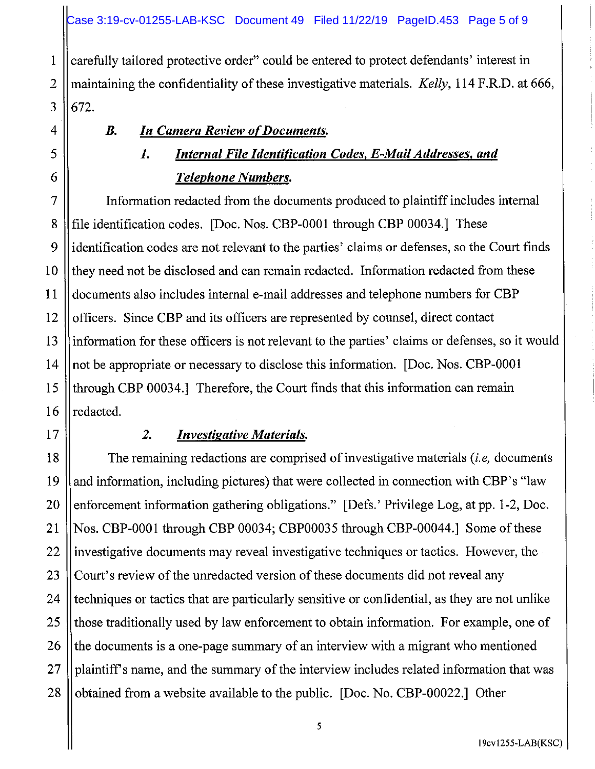carefully tailored protective order" could be entered to protect defendants' interest in maintaining the confidentiality of these investigative materials. *Kelly*, 114 F.R.D. at 666, 672.

### ***B. In Camera Review of Documents.***

#### ***1. Internal File Identification Codes, E-Mail Addresses, and Telephone Numbers.***

Information redacted from the documents produced to plaintiff includes internal file identification codes. [Doc. Nos. CBP-0001 through CBP 00034.] These identification codes are not relevant to the parties' claims or defenses, so the Court finds they need not be disclosed and can remain redacted. Information redacted from these documents also includes internal e-mail addresses and telephone numbers for CBP officers. Since CBP and its officers are represented by counsel, direct contact information for these officers is not relevant to the parties' claims or defenses, so it would not be appropriate or necessary to disclose this information. [Doc. Nos. CBP-0001 through CBP 00034.] Therefore, the Court finds that this information can remain redacted.

#### ***2. Investigative Materials.***

The remaining redactions are comprised of investigative materials (*i.e,* documents and information, including pictures) that were collected in connection with CBP's "law enforcement information gathering obligations." [Defs.' Privilege Log, at pp. 1-2, Doc. Nos. CBP-0001 through CBP 00034; CBP00035 through CBP-00044.] Some of these investigative documents may reveal investigative techniques or tactics. However, the Court's review of the unredacted version of these documents did not reveal any techniques or tactics that are particularly sensitive or confidential, as they are not unlike those traditionally used by law enforcement to obtain information. For example, one of the documents is a one-page summary of an interview with a migrant who mentioned plaintiff's name, and the summary of the interview includes related information that was obtained from a website available to the public. [Doc. No. CBP-00022.] Other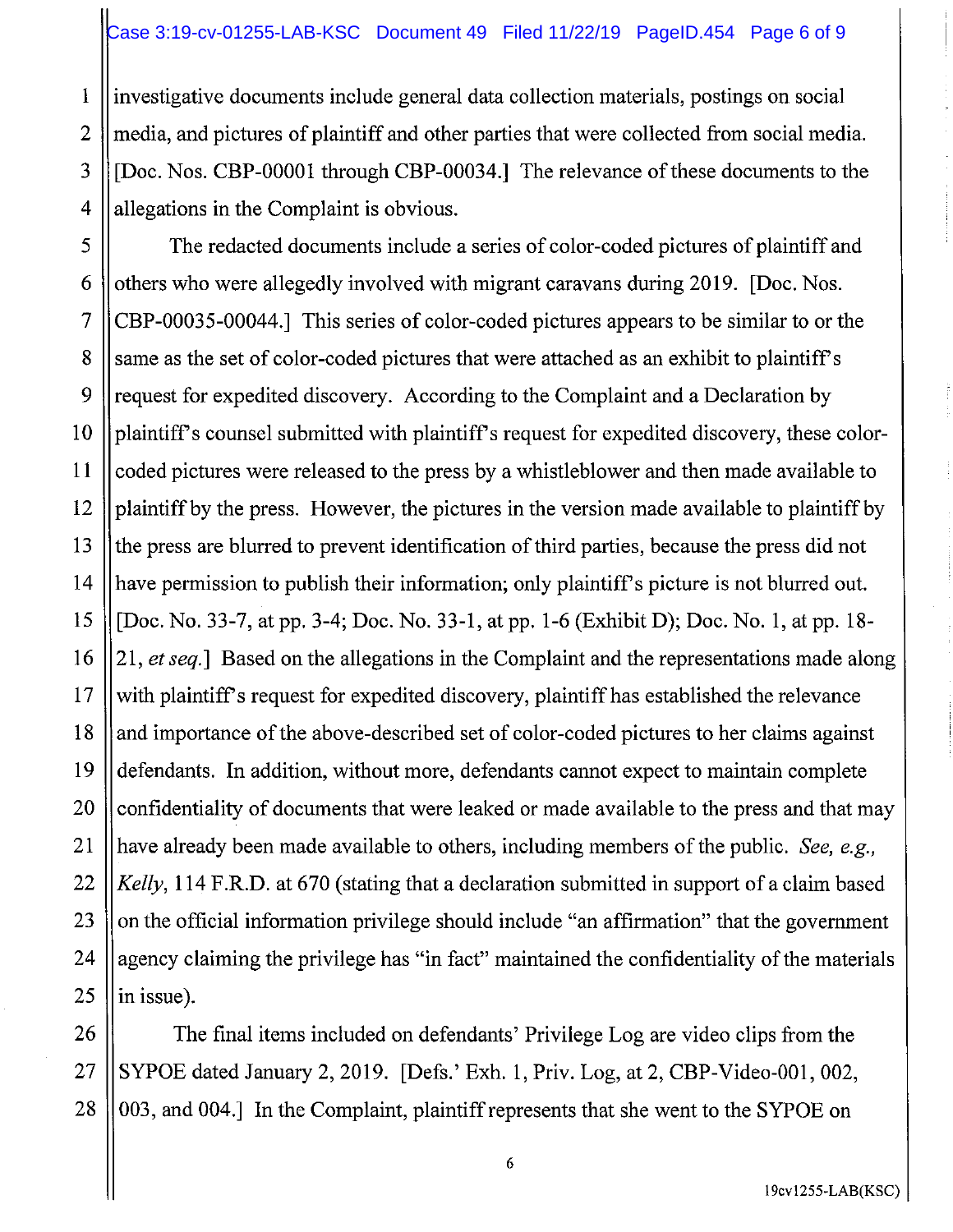investigative documents include general data collection materials, postings on social media, and pictures of plaintiff and other parties that were collected from social media. [Doc. Nos. CBP-00001 through CBP-00034.] The relevance of these documents to the allegations in the Complaint is obvious.

The redacted documents include a series of color-coded pictures of plaintiff and others who were allegedly involved with migrant caravans during 2019. [Doc. Nos. CBP-00035-00044.] This series of color-coded pictures appears to be similar to or the same as the set of color-coded pictures that were attached as an exhibit to plaintiff's request for expedited discovery. According to the Complaint and a Declaration by plaintiff's counsel submitted with plaintiff's request for expedited discovery, these color-coded pictures were released to the press by a whistleblower and then made available to plaintiff by the press. However, the pictures in the version made available to plaintiff by the press are blurred to prevent identification of third parties, because the press did not have permission to publish their information; only plaintiff's picture is not blurred out. [Doc. No. 33-7, at pp. 3-4; Doc. No. 33-1, at pp. 1-6 (Exhibit D); Doc. No. 1, at pp. 18-21, *et seq.*] Based on the allegations in the Complaint and the representations made along with plaintiff's request for expedited discovery, plaintiff has established the relevance and importance of the above-described set of color-coded pictures to her claims against defendants. In addition, without more, defendants cannot expect to maintain complete confidentiality of documents that were leaked or made available to the press and that may have already been made available to others, including members of the public. *See, e.g., Kelly*, 114 F.R.D. at 670 (stating that a declaration submitted in support of a claim based on the official information privilege should include "an affirmation" that the government agency claiming the privilege has "in fact" maintained the confidentiality of the materials in issue).

The final items included on defendants' Privilege Log are video clips from the SYPOE dated January 2, 2019. [Defs.' Exh. 1, Priv. Log, at 2, CBP-Video-001, 002, 003, and 004.] In the Complaint, plaintiff represents that she went to the SYPOE on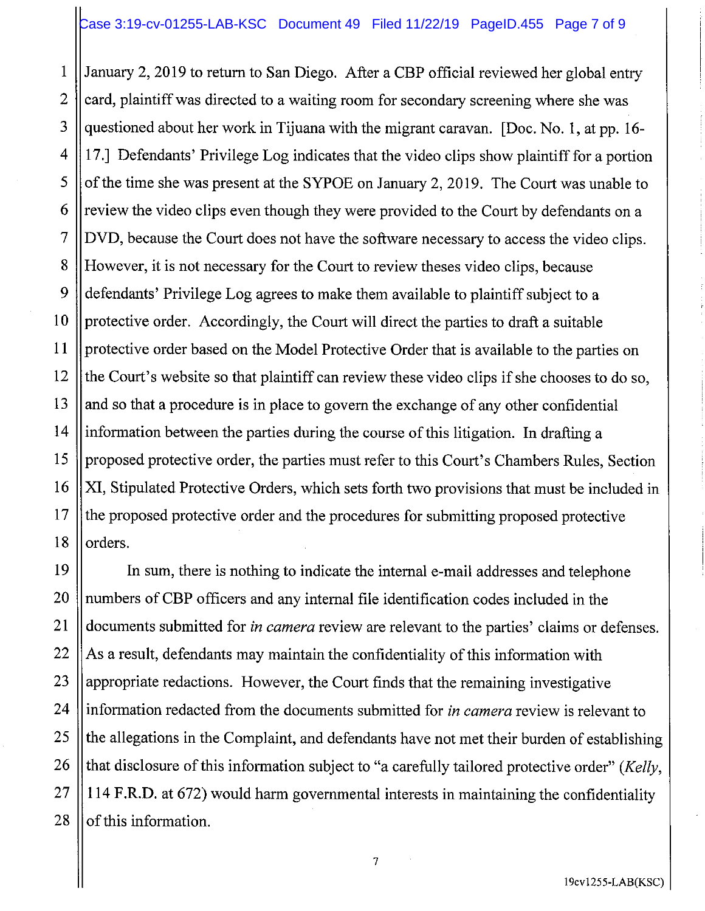January 2, 2019 to return to San Diego. After a CBP official reviewed her global entry card, plaintiff was directed to a waiting room for secondary screening where she was questioned about her work in Tijuana with the migrant caravan. [Doc. No. 1, at pp. 16-17.] Defendants' Privilege Log indicates that the video clips show plaintiff for a portion of the time she was present at the SYPOE on January 2, 2019. The Court was unable to review the video clips even though they were provided to the Court by defendants on a DVD, because the Court does not have the software necessary to access the video clips. However, it is not necessary for the Court to review theses video clips, because defendants' Privilege Log agrees to make them available to plaintiff subject to a protective order. Accordingly, the Court will direct the parties to draft a suitable protective order based on the Model Protective Order that is available to the parties on the Court's website so that plaintiff can review these video clips if she chooses to do so, and so that a procedure is in place to govern the exchange of any other confidential information between the parties during the course of this litigation. In drafting a proposed protective order, the parties must refer to this Court's Chambers Rules, Section XI, Stipulated Protective Orders, which sets forth two provisions that must be included in the proposed protective order and the procedures for submitting proposed protective orders.

In sum, there is nothing to indicate the internal e-mail addresses and telephone numbers of CBP officers and any internal file identification codes included in the documents submitted for *in camera* review are relevant to the parties' claims or defenses. As a result, defendants may maintain the confidentiality of this information with appropriate redactions. However, the Court finds that the remaining investigative information redacted from the documents submitted for *in camera* review is relevant to the allegations in the Complaint, and defendants have not met their burden of establishing that disclosure of this information subject to "a carefully tailored protective order" (*Kelly*, 114 F.R.D. at 672) would harm governmental interests in maintaining the confidentiality of this information.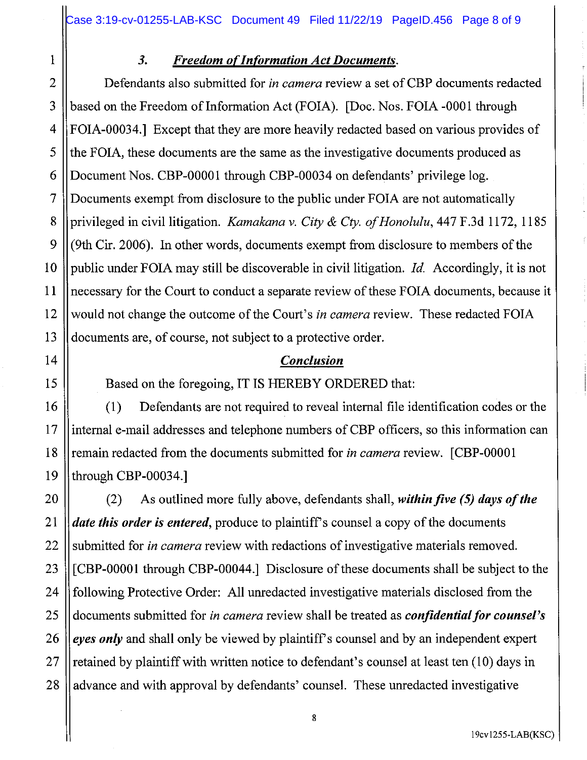### 3. ***Freedom of Information Act Documents***.

Defendants also submitted for *in camera* review a set of CBP documents redacted based on the Freedom of Information Act (FOIA). [Doc. Nos. FOIA -0001 through FOIA-00034.] Except that they are more heavily redacted based on various provides of the FOIA, these documents are the same as the investigative documents produced as Document Nos. CBP-00001 through CBP-00034 on defendants' privilege log. Documents exempt from disclosure to the public under FOIA are not automatically privileged in civil litigation. *Kamakana v. City & Cty. of Honolulu*, 447 F.3d 1172, 1185 (9th Cir. 2006). In other words, documents exempt from disclosure to members of the public under FOIA may still be discoverable in civil litigation. *Id.* Accordingly, it is not necessary for the Court to conduct a separate review of these FOIA documents, because it would not change the outcome of the Court's *in camera* review. These redacted FOIA documents are, of course, not subject to a protective order.

## ***Conclusion***

Based on the foregoing, IT IS HEREBY ORDERED that:

(1) Defendants are not required to reveal internal file identification codes or the internal e-mail addresses and telephone numbers of CBP officers, so this information can remain redacted from the documents submitted for *in camera* review. [CBP-00001 through CBP-00034.]

(2) As outlined more fully above, defendants shall, ***within five (5) days of the date this order is entered***, produce to plaintiff's counsel a copy of the documents submitted for *in camera* review with redactions of investigative materials removed. [CBP-00001 through CBP-00044.] Disclosure of these documents shall be subject to the following Protective Order: All unredacted investigative materials disclosed from the documents submitted for *in camera* review shall be treated as ***confidential for counsel's eyes only*** and shall only be viewed by plaintiff's counsel and by an independent expert retained by plaintiff with written notice to defendant's counsel at least ten (10) days in advance and with approval by defendants' counsel. These unredacted investigative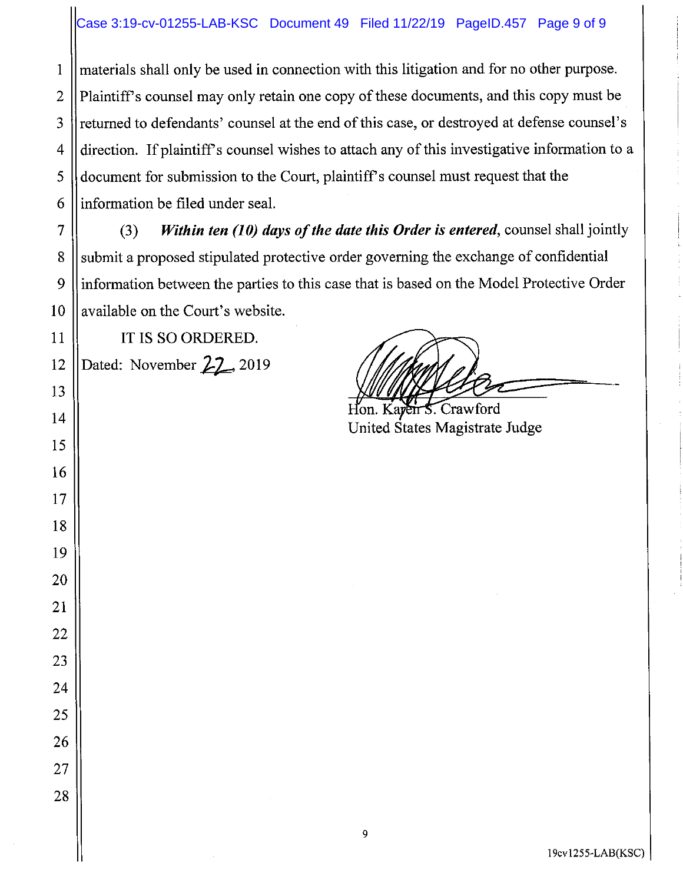materials shall only be used in connection with this litigation and for no other purpose. Plaintiff's counsel may only retain one copy of these documents, and this copy must be returned to defendants' counsel at the end of this case, or destroyed at defense counsel's direction. If plaintiff's counsel wishes to attach any of this investigative information to a document for submission to the Court, plaintiff's counsel must request that the information be filed under seal.

(3) ***Within ten (10) days of the date this Order is entered***, counsel shall jointly submit a proposed stipulated protective order governing the exchange of confidential information between the parties to this case that is based on the Model Protective Order available on the Court's website.

IT IS SO ORDERED.

Dated: November 22, 2019

Hon. Karen S. Crawford
United States Magistrate Judge